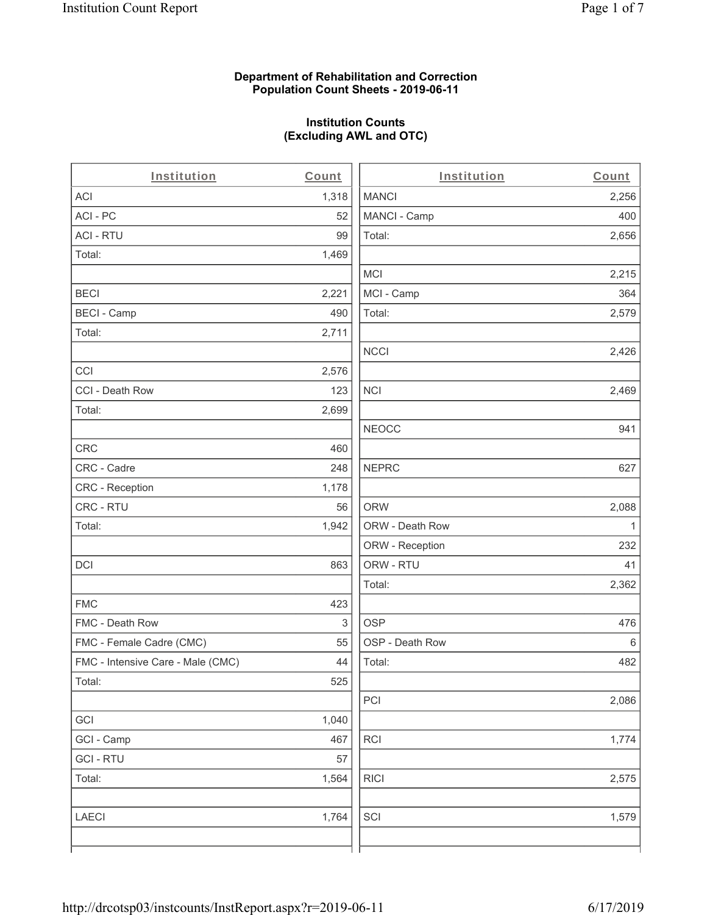**Department of Rehabilitation and Correction**
**Population Count Sheets - 2019-06-11**

**Institution Counts**
**(Excluding AWL and OTC)**

| Institution | Count |
|---|---|
| ACI | 1,318 |
| ACI - PC | 52 |
| ACI - RTU | 99 |
| Total: | 1,469 |
| | |
| BECI | 2,221 |
| BECI - Camp | 490 |
| Total: | 2,711 |
| | |
| CCI | 2,576 |
| CCI - Death Row | 123 |
| Total: | 2,699 |
| | |
| CRC | 460 |
| CRC - Cadre | 248 |
| CRC - Reception | 1,178 |
| CRC - RTU | 56 |
| Total: | 1,942 |
| | |
| DCI | 863 |
| | |
| FMC | 423 |
| FMC - Death Row | 3 |
| FMC - Female Cadre (CMC) | 55 |
| FMC - Intensive Care - Male (CMC) | 44 |
| Total: | 525 |
| | |
| GCI | 1,040 |
| GCI - Camp | 467 |
| GCI - RTU | 57 |
| Total: | 1,564 |
| | |
| LAECI | 1,764 |
| | |

| Institution | Count |
|---|---|
| MANCI | 2,256 |
| MANCI - Camp | 400 |
| Total: | 2,656 |
| | |
| MCI | 2,215 |
| MCI - Camp | 364 |
| Total: | 2,579 |
| | |
| NCCI | 2,426 |
| | |
| NCI | 2,469 |
| | |
| NEOCC | 941 |
| | |
| NEPRC | 627 |
| | |
| ORW | 2,088 |
| ORW - Death Row | 1 |
| ORW - Reception | 232 |
| ORW - RTU | 41 |
| Total: | 2,362 |
| | |
| OSP | 476 |
| OSP - Death Row | 6 |
| Total: | 482 |
| | |
| PCI | 2,086 |
| | |
| RCI | 1,774 |
| | |
| RICI | 2,575 |
| | |
| SCI | 1,579 |
| | |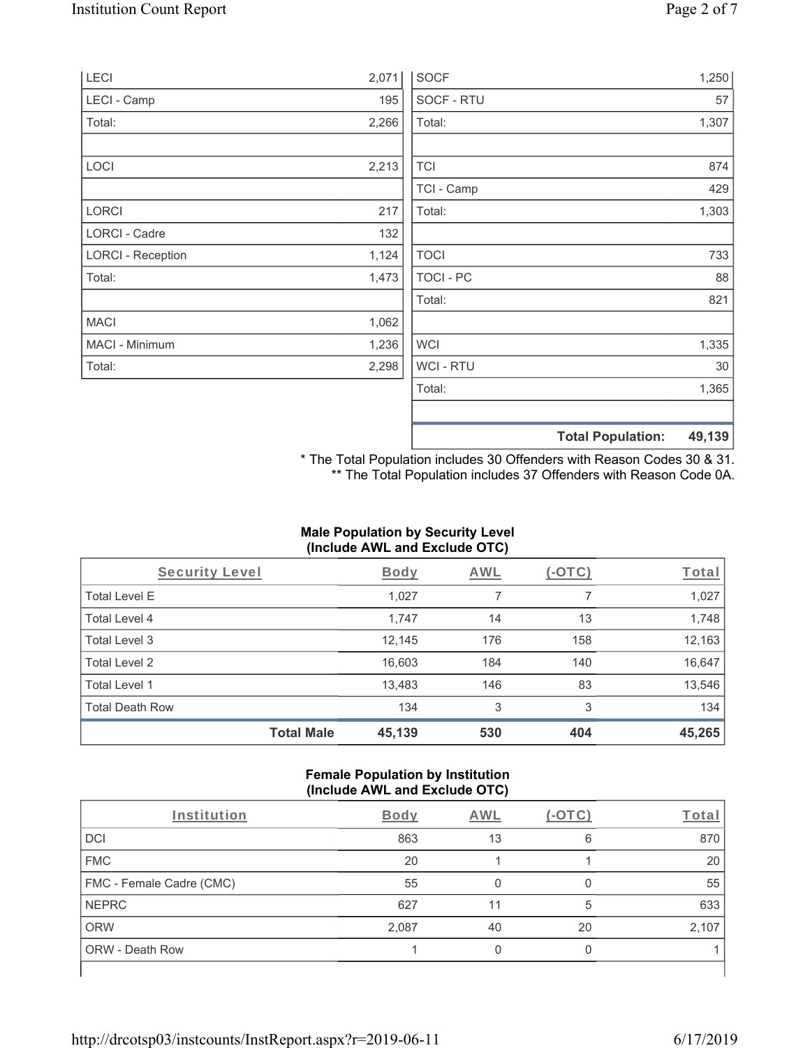| | |
|---|---|
| LECI | 2,071 |
| LECI - Camp | 195 |
| Total: | 2,266 |
| | |
| LOCI | 2,213 |
| | |
| LORCI | 217 |
| LORCI - Cadre | 132 |
| LORCI - Reception | 1,124 |
| Total: | 1,473 |
| | |
| MACI | 1,062 |
| MACI - Minimum | 1,236 |
| Total: | 2,298 |

| | |
|---|---|
| SOCF | 1,250 |
| SOCF - RTU | 57 |
| Total: | 1,307 |
| | |
| TCI | 874 |
| TCI - Camp | 429 |
| Total: | 1,303 |
| | |
| TOCI | 733 |
| TOCI - PC | 88 |
| Total: | 821 |
| | |
| WCI | 1,335 |
| WCI - RTU | 30 |
| Total: | 1,365 |
| | |
| **Total Population:** | **49,139** |

\* The Total Population includes 30 Offenders with Reason Codes 30 & 31.
\*\* The Total Population includes 37 Offenders with Reason Code 0A.

### Male Population by Security Level (Include AWL and Exclude OTC)

| Security Level | Body | AWL | (-OTC) | Total |
|---|---|---|---|---|
| Total Level E | 1,027 | 7 | 7 | 1,027 |
| Total Level 4 | 1,747 | 14 | 13 | 1,748 |
| Total Level 3 | 12,145 | 176 | 158 | 12,163 |
| Total Level 2 | 16,603 | 184 | 140 | 16,647 |
| Total Level 1 | 13,483 | 146 | 83 | 13,546 |
| Total Death Row | 134 | 3 | 3 | 134 |
| **Total Male** | **45,139** | **530** | **404** | **45,265** |

### Female Population by Institution (Include AWL and Exclude OTC)

| Institution | Body | AWL | (-OTC) | Total |
|---|---|---|---|---|
| DCI | 863 | 13 | 6 | 870 |
| FMC | 20 | 1 | 1 | 20 |
| FMC - Female Cadre (CMC) | 55 | 0 | 0 | 55 |
| NEPRC | 627 | 11 | 5 | 633 |
| ORW | 2,087 | 40 | 20 | 2,107 |
| ORW - Death Row | 1 | 0 | 0 | 1 |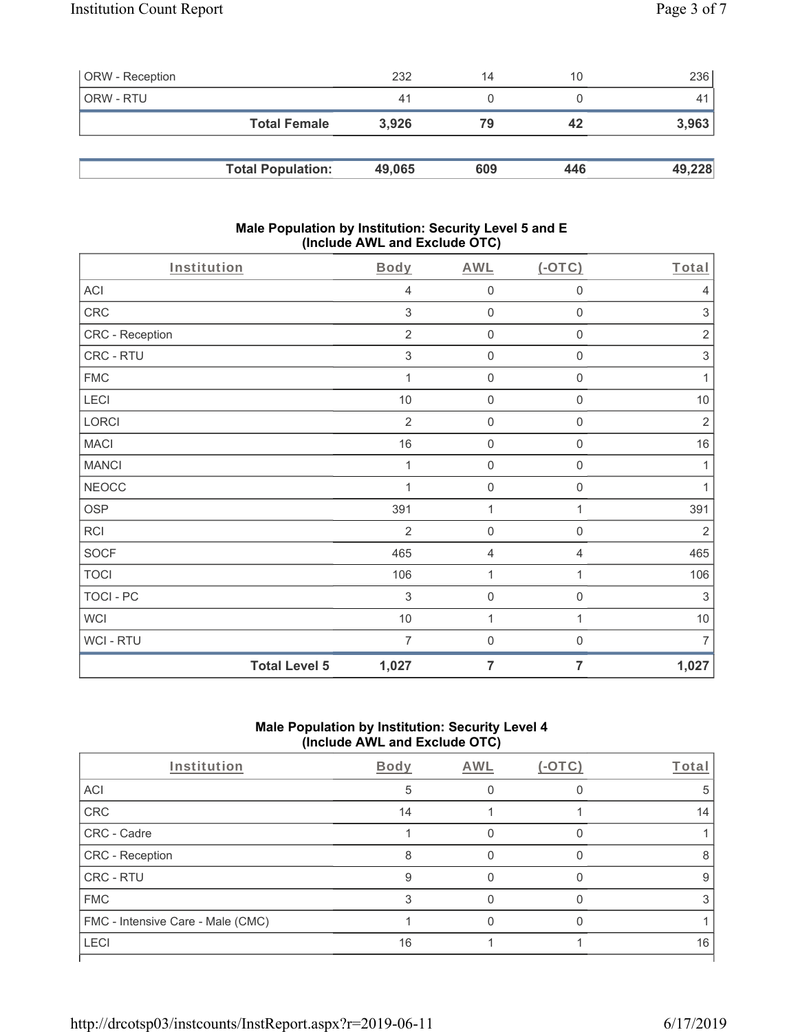| ORW - Reception | 232 | 14 | 10 | 236 |
|---|---|---|---|---|
| ORW - RTU | 41 | 0 | 0 | 41 |
| **Total Female** | **3,926** | **79** | **42** | **3,963** |

| **Total Population:** | **49,065** | **609** | **446** | **49,228** |
|---|---|---|---|---|

### Male Population by Institution: Security Level 5 and E (Include AWL and Exclude OTC)

| Institution | Body | AWL | (-OTC) | Total |
|---|---|---|---|---|
| ACI | 4 | 0 | 0 | 4 |
| CRC | 3 | 0 | 0 | 3 |
| CRC - Reception | 2 | 0 | 0 | 2 |
| CRC - RTU | 3 | 0 | 0 | 3 |
| FMC | 1 | 0 | 0 | 1 |
| LECI | 10 | 0 | 0 | 10 |
| LORCI | 2 | 0 | 0 | 2 |
| MACI | 16 | 0 | 0 | 16 |
| MANCI | 1 | 0 | 0 | 1 |
| NEOCC | 1 | 0 | 0 | 1 |
| OSP | 391 | 1 | 1 | 391 |
| RCI | 2 | 0 | 0 | 2 |
| SOCF | 465 | 4 | 4 | 465 |
| TOCI | 106 | 1 | 1 | 106 |
| TOCI - PC | 3 | 0 | 0 | 3 |
| WCI | 10 | 1 | 1 | 10 |
| WCI - RTU | 7 | 0 | 0 | 7 |
| **Total Level 5** | **1,027** | **7** | **7** | **1,027** |

### Male Population by Institution: Security Level 4 (Include AWL and Exclude OTC)

| Institution | Body | AWL | (-OTC) | Total |
|---|---|---|---|---|
| ACI | 5 | 0 | 0 | 5 |
| CRC | 14 | 1 | 1 | 14 |
| CRC - Cadre | 1 | 0 | 0 | 1 |
| CRC - Reception | 8 | 0 | 0 | 8 |
| CRC - RTU | 9 | 0 | 0 | 9 |
| FMC | 3 | 0 | 0 | 3 |
| FMC - Intensive Care - Male (CMC) | 1 | 0 | 0 | 1 |
| LECI | 16 | 1 | 1 | 16 |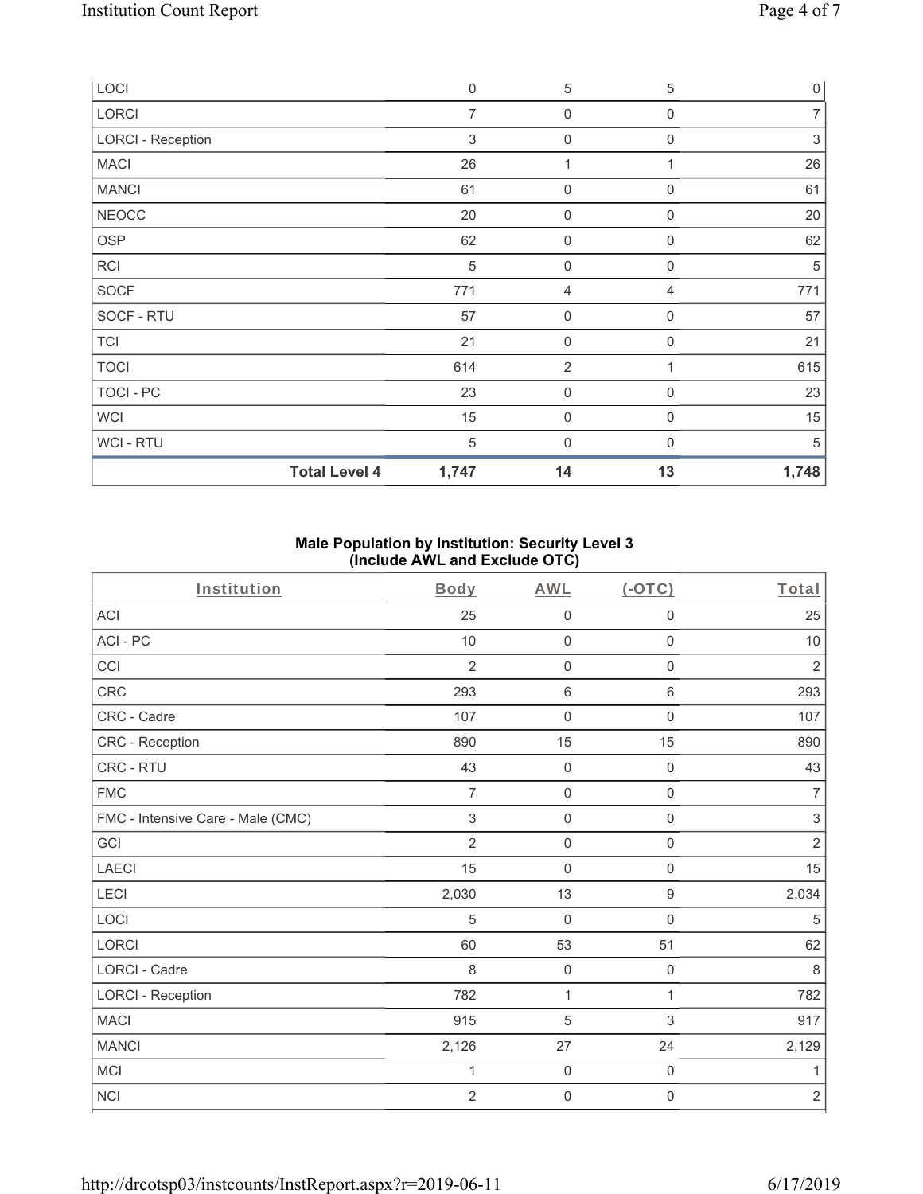| | | | | |
|---|---|---|---|---|
| LOCI | 0 | 5 | 5 | 0 |
| LORCI | 7 | 0 | 0 | 7 |
| LORCI - Reception | 3 | 0 | 0 | 3 |
| MACI | 26 | 1 | 1 | 26 |
| MANCI | 61 | 0 | 0 | 61 |
| NEOCC | 20 | 0 | 0 | 20 |
| OSP | 62 | 0 | 0 | 62 |
| RCI | 5 | 0 | 0 | 5 |
| SOCF | 771 | 4 | 4 | 771 |
| SOCF - RTU | 57 | 0 | 0 | 57 |
| TCI | 21 | 0 | 0 | 21 |
| TOCI | 614 | 2 | 1 | 615 |
| TOCI - PC | 23 | 0 | 0 | 23 |
| WCI | 15 | 0 | 0 | 15 |
| WCI - RTU | 5 | 0 | 0 | 5 |
| **Total Level 4** | **1,747** | **14** | **13** | **1,748** |

### Male Population by Institution: Security Level 3 (Include AWL and Exclude OTC)

| Institution | Body | AWL | (-OTC) | Total |
|---|---|---|---|---|
| ACI | 25 | 0 | 0 | 25 |
| ACI - PC | 10 | 0 | 0 | 10 |
| CCI | 2 | 0 | 0 | 2 |
| CRC | 293 | 6 | 6 | 293 |
| CRC - Cadre | 107 | 0 | 0 | 107 |
| CRC - Reception | 890 | 15 | 15 | 890 |
| CRC - RTU | 43 | 0 | 0 | 43 |
| FMC | 7 | 0 | 0 | 7 |
| FMC - Intensive Care - Male (CMC) | 3 | 0 | 0 | 3 |
| GCI | 2 | 0 | 0 | 2 |
| LAECI | 15 | 0 | 0 | 15 |
| LECI | 2,030 | 13 | 9 | 2,034 |
| LOCI | 5 | 0 | 0 | 5 |
| LORCI | 60 | 53 | 51 | 62 |
| LORCI - Cadre | 8 | 0 | 0 | 8 |
| LORCI - Reception | 782 | 1 | 1 | 782 |
| MACI | 915 | 5 | 3 | 917 |
| MANCI | 2,126 | 27 | 24 | 2,129 |
| MCI | 1 | 0 | 0 | 1 |
| NCI | 2 | 0 | 0 | 2 |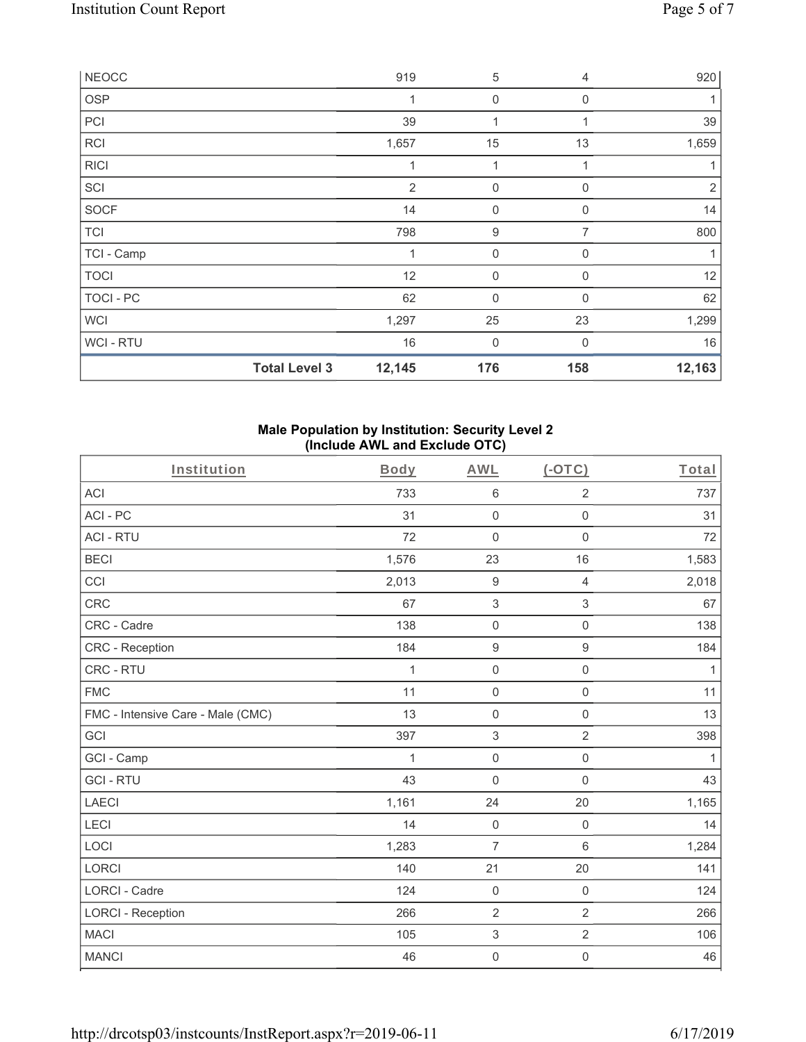| NEOCC | 919 | 5 | 4 | 920 |
|---|---|---|---|---|
| OSP | 1 | 0 | 0 | 1 |
| PCI | 39 | 1 | 1 | 39 |
| RCI | 1,657 | 15 | 13 | 1,659 |
| RICI | 1 | 1 | 1 | 1 |
| SCI | 2 | 0 | 0 | 2 |
| SOCF | 14 | 0 | 0 | 14 |
| TCI | 798 | 9 | 7 | 800 |
| TCI - Camp | 1 | 0 | 0 | 1 |
| TOCI | 12 | 0 | 0 | 12 |
| TOCI - PC | 62 | 0 | 0 | 62 |
| WCI | 1,297 | 25 | 23 | 1,299 |
| WCI - RTU | 16 | 0 | 0 | 16 |
| **Total Level 3** | **12,145** | **176** | **158** | **12,163** |

**Male Population by Institution: Security Level 2 (Include AWL and Exclude OTC)**

| Institution | Body | AWL | (-OTC) | Total |
|---|---|---|---|---|
| ACI | 733 | 6 | 2 | 737 |
| ACI - PC | 31 | 0 | 0 | 31 |
| ACI - RTU | 72 | 0 | 0 | 72 |
| BECI | 1,576 | 23 | 16 | 1,583 |
| CCI | 2,013 | 9 | 4 | 2,018 |
| CRC | 67 | 3 | 3 | 67 |
| CRC - Cadre | 138 | 0 | 0 | 138 |
| CRC - Reception | 184 | 9 | 9 | 184 |
| CRC - RTU | 1 | 0 | 0 | 1 |
| FMC | 11 | 0 | 0 | 11 |
| FMC - Intensive Care - Male (CMC) | 13 | 0 | 0 | 13 |
| GCI | 397 | 3 | 2 | 398 |
| GCI - Camp | 1 | 0 | 0 | 1 |
| GCI - RTU | 43 | 0 | 0 | 43 |
| LAECI | 1,161 | 24 | 20 | 1,165 |
| LECI | 14 | 0 | 0 | 14 |
| LOCI | 1,283 | 7 | 6 | 1,284 |
| LORCI | 140 | 21 | 20 | 141 |
| LORCI - Cadre | 124 | 0 | 0 | 124 |
| LORCI - Reception | 266 | 2 | 2 | 266 |
| MACI | 105 | 3 | 2 | 106 |
| MANCI | 46 | 0 | 0 | 46 |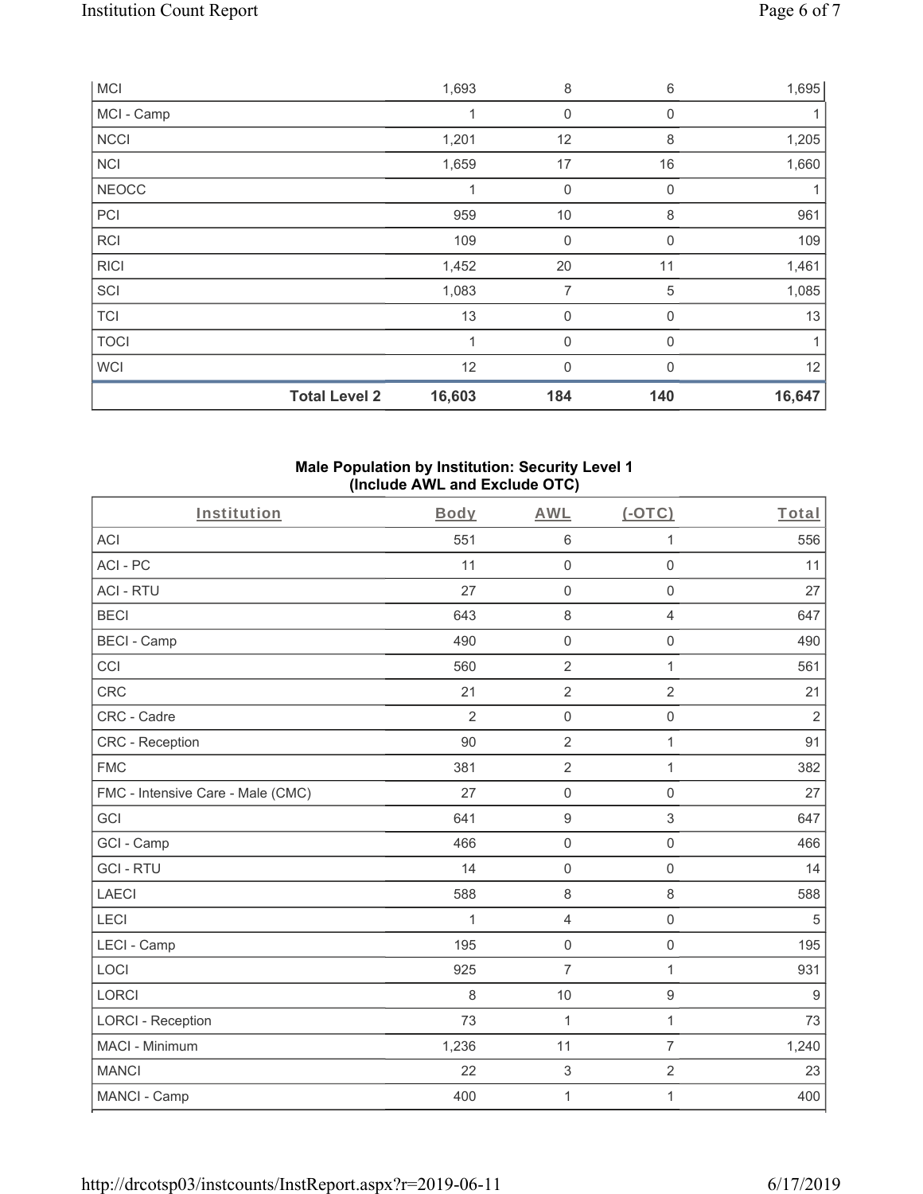| MCI | | 1,693 | 8 | 6 | 1,695 |
|---|---|---|---|---|---|
| MCI - Camp | | 1 | 0 | 0 | 1 |
| NCCI | | 1,201 | 12 | 8 | 1,205 |
| NCI | | 1,659 | 17 | 16 | 1,660 |
| NEOCC | | 1 | 0 | 0 | 1 |
| PCI | | 959 | 10 | 8 | 961 |
| RCI | | 109 | 0 | 0 | 109 |
| RICI | | 1,452 | 20 | 11 | 1,461 |
| SCI | | 1,083 | 7 | 5 | 1,085 |
| TCI | | 13 | 0 | 0 | 13 |
| TOCI | | 1 | 0 | 0 | 1 |
| WCI | | 12 | 0 | 0 | 12 |
| | **Total Level 2** | **16,603** | **184** | **140** | **16,647** |

**Male Population by Institution: Security Level 1 (Include AWL and Exclude OTC)**

| Institution | Body | AWL | (-OTC) | Total |
|---|---|---|---|---|
| ACI | 551 | 6 | 1 | 556 |
| ACI - PC | 11 | 0 | 0 | 11 |
| ACI - RTU | 27 | 0 | 0 | 27 |
| BECI | 643 | 8 | 4 | 647 |
| BECI - Camp | 490 | 0 | 0 | 490 |
| CCI | 560 | 2 | 1 | 561 |
| CRC | 21 | 2 | 2 | 21 |
| CRC - Cadre | 2 | 0 | 0 | 2 |
| CRC - Reception | 90 | 2 | 1 | 91 |
| FMC | 381 | 2 | 1 | 382 |
| FMC - Intensive Care - Male (CMC) | 27 | 0 | 0 | 27 |
| GCI | 641 | 9 | 3 | 647 |
| GCI - Camp | 466 | 0 | 0 | 466 |
| GCI - RTU | 14 | 0 | 0 | 14 |
| LAECI | 588 | 8 | 8 | 588 |
| LECI | 1 | 4 | 0 | 5 |
| LECI - Camp | 195 | 0 | 0 | 195 |
| LOCI | 925 | 7 | 1 | 931 |
| LORCI | 8 | 10 | 9 | 9 |
| LORCI - Reception | 73 | 1 | 1 | 73 |
| MACI - Minimum | 1,236 | 11 | 7 | 1,240 |
| MANCI | 22 | 3 | 2 | 23 |
| MANCI - Camp | 400 | 1 | 1 | 400 |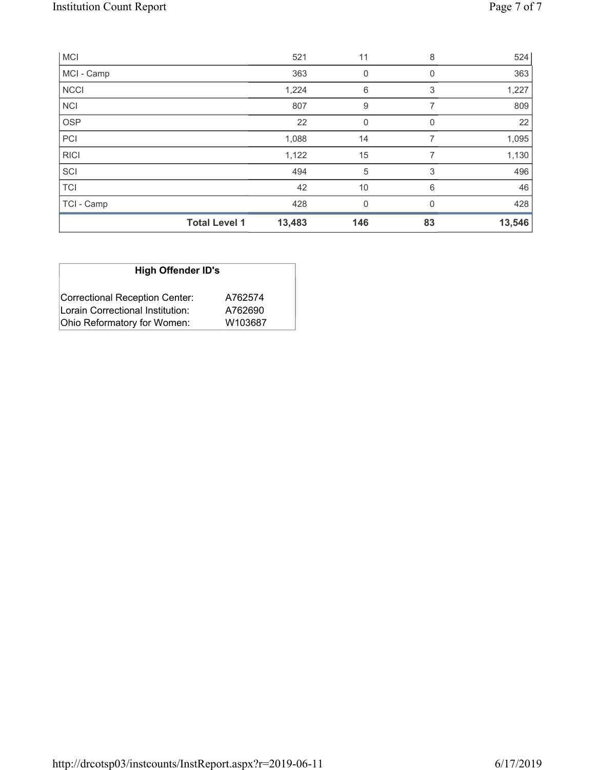| | | | | |
|---|---|---|---|---|
| MCI | 521 | 11 | 8 | 524 |
| MCI - Camp | 363 | 0 | 0 | 363 |
| NCCI | 1,224 | 6 | 3 | 1,227 |
| NCI | 807 | 9 | 7 | 809 |
| OSP | 22 | 0 | 0 | 22 |
| PCI | 1,088 | 14 | 7 | 1,095 |
| RICI | 1,122 | 15 | 7 | 1,130 |
| SCI | 494 | 5 | 3 | 496 |
| TCI | 42 | 10 | 6 | 46 |
| TCI - Camp | 428 | 0 | 0 | 428 |
| **Total Level 1** | **13,483** | **146** | **83** | **13,546** |

| High Offender ID's | |
|---|---|
| Correctional Reception Center: | A762574 |
| Lorain Correctional Institution: | A762690 |
| Ohio Reformatory for Women: | W103687 |